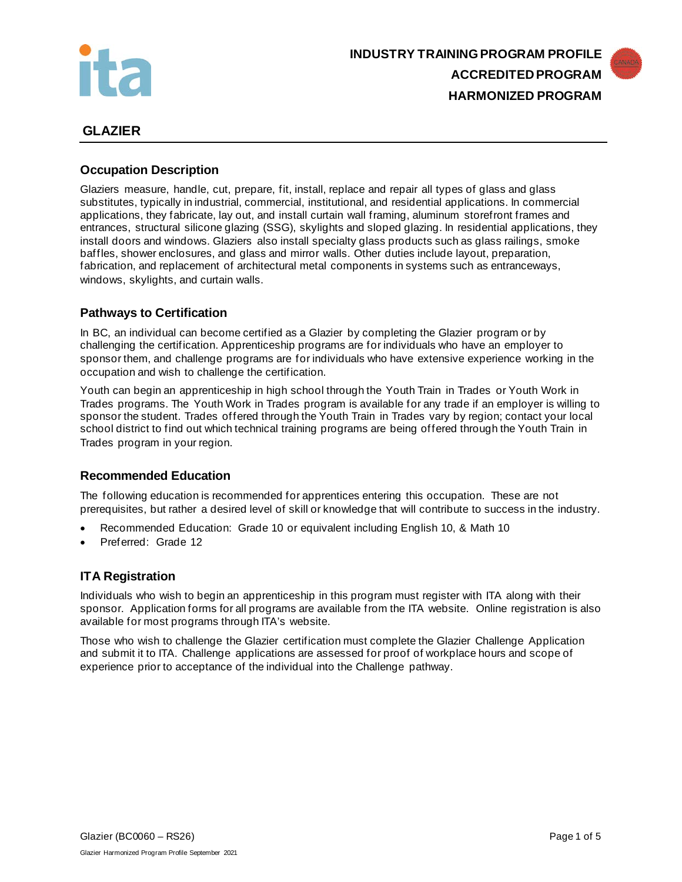**INDUSTRY TRAINING PROGRAM PROFILE**
**ACCREDITED PROGRAM**
**HARMONIZED PROGRAM**

# GLAZIER

## Occupation Description

Glaziers measure, handle, cut, prepare, fit, install, replace and repair all types of glass and glass substitutes, typically in industrial, commercial, institutional, and residential applications. In commercial applications, they fabricate, lay out, and install curtain wall framing, aluminum storefront frames and entrances, structural silicone glazing (SSG), skylights and sloped glazing. In residential applications, they install doors and windows. Glaziers also install specialty glass products such as glass railings, smoke baffles, shower enclosures, and glass and mirror walls. Other duties include layout, preparation, fabrication, and replacement of architectural metal components in systems such as entranceways, windows, skylights, and curtain walls.

## Pathways to Certification

In BC, an individual can become certified as a Glazier by completing the Glazier program or by challenging the certification. Apprenticeship programs are for individuals who have an employer to sponsor them, and challenge programs are for individuals who have extensive experience working in the occupation and wish to challenge the certification.

Youth can begin an apprenticeship in high school through the Youth Train in Trades or Youth Work in Trades programs. The Youth Work in Trades program is available for any trade if an employer is willing to sponsor the student. Trades offered through the Youth Train in Trades vary by region; contact your local school district to find out which technical training programs are being offered through the Youth Train in Trades program in your region.

## Recommended Education

The following education is recommended for apprentices entering this occupation. These are not prerequisites, but rather a desired level of skill or knowledge that will contribute to success in the industry.

- Recommended Education: Grade 10 or equivalent including English 10, & Math 10
- Preferred: Grade 12

## ITA Registration

Individuals who wish to begin an apprenticeship in this program must register with ITA along with their sponsor. Application forms for all programs are available from the ITA website. Online registration is also available for most programs through ITA's website.

Those who wish to challenge the Glazier certification must complete the Glazier Challenge Application and submit it to ITA. Challenge applications are assessed for proof of workplace hours and scope of experience prior to acceptance of the individual into the Challenge pathway.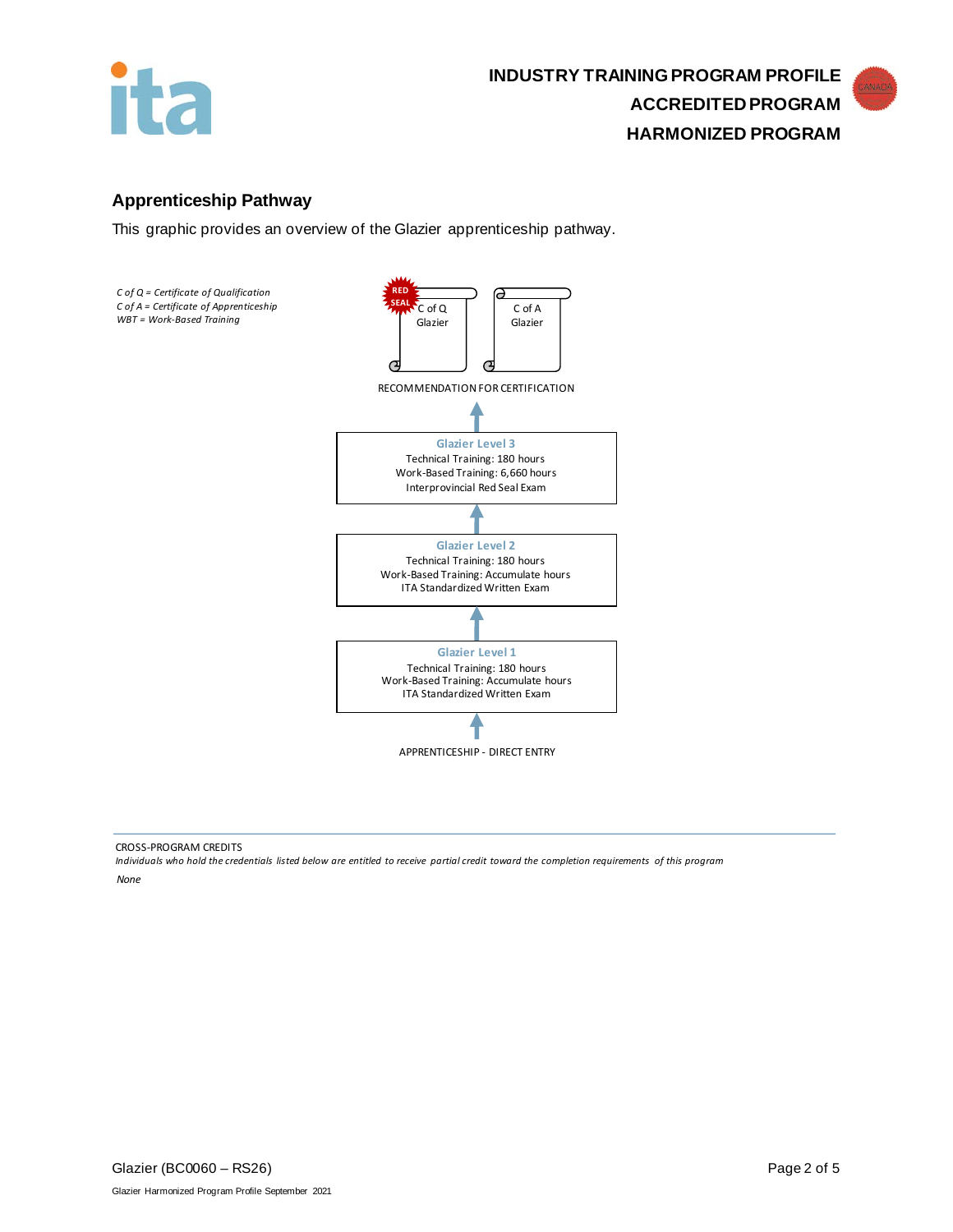## Apprenticeship Pathway

This graphic provides an overview of the Glazier apprenticeship pathway.

*C of Q = Certificate of Qualification*
*C of A = Certificate of Apprenticeship*
*WBT = Work-Based Training*

RED SEAL C of Q Glazier

C of A Glazier

RECOMMENDATION FOR CERTIFICATION

**Glazier Level 3**
Technical Training: 180 hours
Work-Based Training: 6,660 hours
Interprovincial Red Seal Exam

**Glazier Level 2**
Technical Training: 180 hours
Work-Based Training: Accumulate hours
ITA Standardized Written Exam

**Glazier Level 1**
Technical Training: 180 hours
Work-Based Training: Accumulate hours
ITA Standardized Written Exam

APPRENTICESHIP - DIRECT ENTRY

CROSS-PROGRAM CREDITS

*Individuals who hold the credentials listed below are entitled to receive partial credit toward the completion requirements of this program*

*None*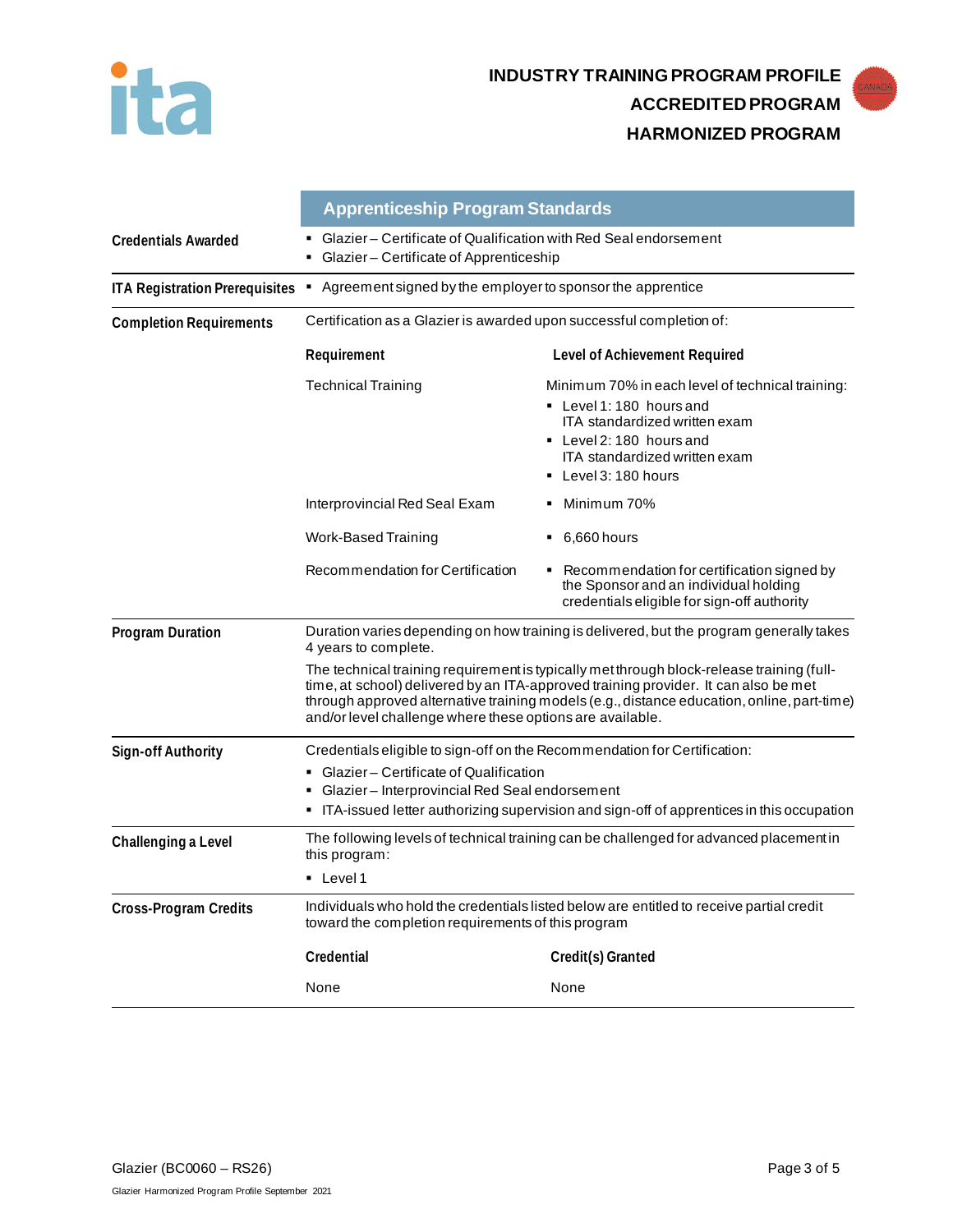**INDUSTRY TRAINING PROGRAM PROFILE**
**ACCREDITED PROGRAM**
**HARMONIZED PROGRAM**

## Apprenticeship Program Standards

**Credentials Awarded**

- Glazier – Certificate of Qualification with Red Seal endorsement
- Glazier – Certificate of Apprenticeship

**ITA Registration Prerequisites**

- Agreement signed by the employer to sponsor the apprentice

**Completion Requirements**

Certification as a Glazier is awarded upon successful completion of:

| Requirement | Level of Achievement Required |
|---|---|
| Technical Training | Minimum 70% in each level of technical training:<br>▪ Level 1: 180 hours and ITA standardized written exam<br>▪ Level 2: 180 hours and ITA standardized written exam<br>▪ Level 3: 180 hours |
| Interprovincial Red Seal Exam | ▪ Minimum 70% |
| Work-Based Training | ▪ 6,660 hours |
| Recommendation for Certification | ▪ Recommendation for certification signed by the Sponsor and an individual holding credentials eligible for sign-off authority |

**Program Duration**

Duration varies depending on how training is delivered, but the program generally takes 4 years to complete.

The technical training requirement is typically met through block-release training (full-time, at school) delivered by an ITA-approved training provider. It can also be met through approved alternative training models (e.g., distance education, online, part-time) and/or level challenge where these options are available.

**Sign-off Authority**

Credentials eligible to sign-off on the Recommendation for Certification:

- Glazier – Certificate of Qualification
- Glazier – Interprovincial Red Seal endorsement
- ITA-issued letter authorizing supervision and sign-off of apprentices in this occupation

**Challenging a Level**

The following levels of technical training can be challenged for advanced placement in this program:

- Level 1

**Cross-Program Credits**

Individuals who hold the credentials listed below are entitled to receive partial credit toward the completion requirements of this program

| Credential | Credit(s) Granted |
|---|---|
| None | None |

Glazier (BC0060 – RS26)

Glazier Harmonized Program Profile September 2021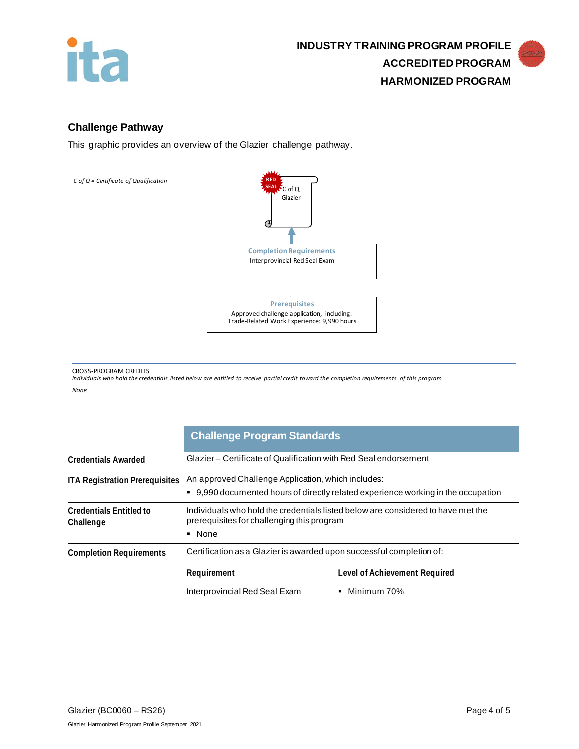## Challenge Pathway

This graphic provides an overview of the Glazier challenge pathway.

*C of Q = Certificate of Qualification*

RED SEAL

C of Q
Glazier

**Completion Requirements**
Interprovincial Red Seal Exam

**Prerequisites**
Approved challenge application, including:
Trade-Related Work Experience: 9,990 hours

CROSS-PROGRAM CREDITS

*Individuals who hold the credentials listed below are entitled to receive partial credit toward the completion requirements of this program*

*None*

| | Challenge Program Standards | |
|---|---|---|
| **Credentials Awarded** | Glazier – Certificate of Qualification with Red Seal endorsement | |
| **ITA Registration Prerequisites** | An approved Challenge Application, which includes:<br>▪ 9,990 documented hours of directly related experience working in the occupation | |
| **Credentials Entitled to Challenge** | Individuals who hold the credentials listed below are considered to have met the prerequisites for challenging this program<br>▪ None | |
| **Completion Requirements** | Certification as a Glazier is awarded upon successful completion of: | |
| | **Requirement** | **Level of Achievement Required** |
| | Interprovincial Red Seal Exam | ▪ Minimum 70% |

Glazier (BC0060 – RS26)

Glazier Harmonized Program Profile September 2021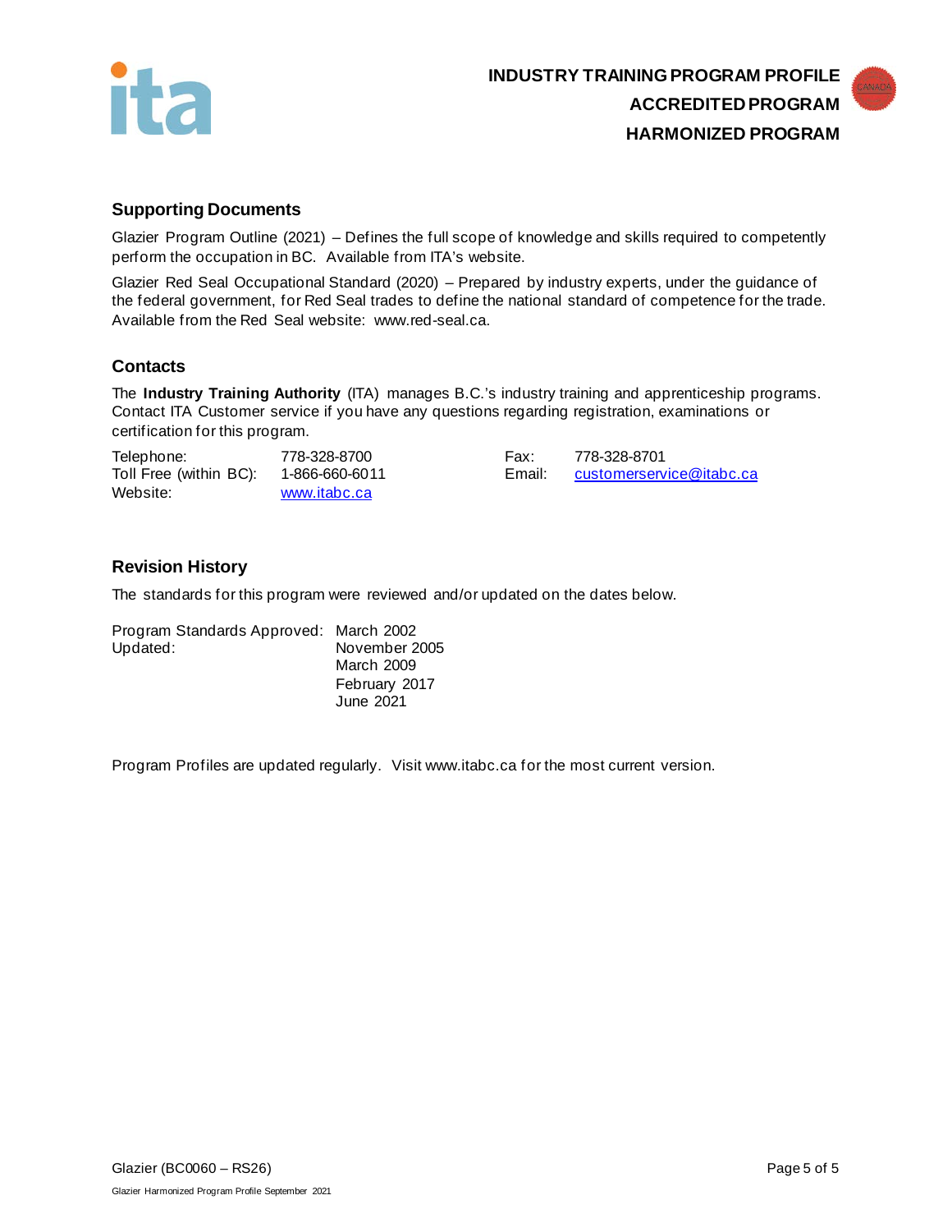## Supporting Documents

Glazier Program Outline (2021) – Defines the full scope of knowledge and skills required to competently perform the occupation in BC. Available from ITA's website.

Glazier Red Seal Occupational Standard (2020) – Prepared by industry experts, under the guidance of the federal government, for Red Seal trades to define the national standard of competence for the trade. Available from the Red Seal website: www.red-seal.ca.

## Contacts

The **Industry Training Authority** (ITA) manages B.C.'s industry training and apprenticeship programs. Contact ITA Customer service if you have any questions regarding registration, examinations or certification for this program.

| | | | |
|---|---|---|---|
| Telephone: | 778-328-8700 | Fax: | 778-328-8701 |
| Toll Free (within BC): | 1-866-660-6011 | Email: | customerservice@itabc.ca |
| Website: | www.itabc.ca | | |

## Revision History

The standards for this program were reviewed and/or updated on the dates below.

| | |
|---|---|
| Program Standards Approved: | March 2002 |
| Updated: | November 2005 |
| | March 2009 |
| | February 2017 |
| | June 2021 |

Program Profiles are updated regularly. Visit www.itabc.ca for the most current version.